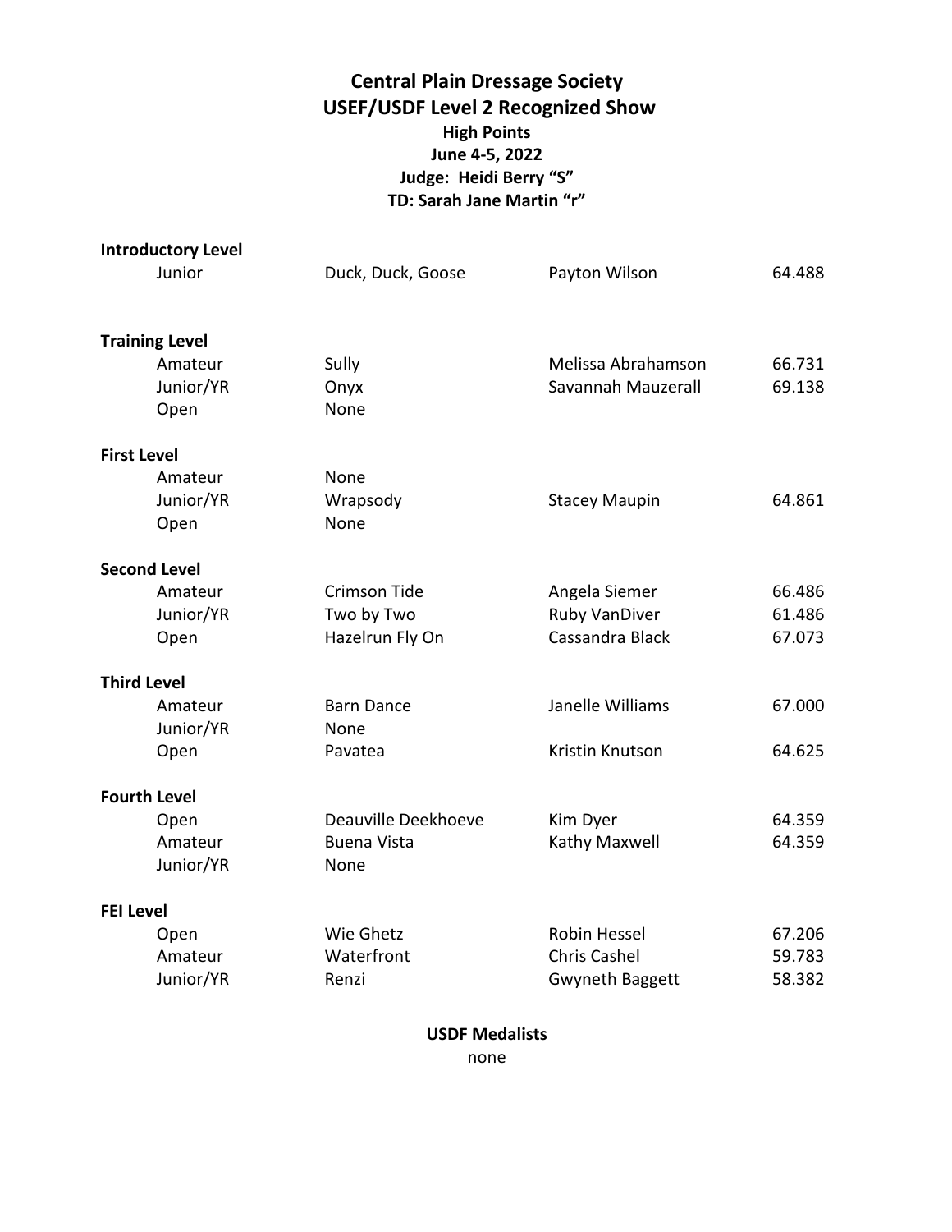# Central Plain Dressage Society
## USEF/USDF Level 2 Recognized Show
### High Points
### June 4-5, 2022
### Judge: Heidi Berry "S"
### TD: Sarah Jane Martin "r"

**Introductory Level**

| Division | Horse | Rider | Score |
|---|---|---|---|
| Junior | Duck, Duck, Goose | Payton Wilson | 64.488 |

**Training Level**

| Division | Horse | Rider | Score |
|---|---|---|---|
| Amateur | Sully | Melissa Abrahamson | 66.731 |
| Junior/YR | Onyx | Savannah Mauzerall | 69.138 |
| Open | None | | |

**First Level**

| Division | Horse | Rider | Score |
|---|---|---|---|
| Amateur | None | | |
| Junior/YR | Wrapsody | Stacey Maupin | 64.861 |
| Open | None | | |

**Second Level**

| Division | Horse | Rider | Score |
|---|---|---|---|
| Amateur | Crimson Tide | Angela Siemer | 66.486 |
| Junior/YR | Two by Two | Ruby VanDiver | 61.486 |
| Open | Hazelrun Fly On | Cassandra Black | 67.073 |

**Third Level**

| Division | Horse | Rider | Score |
|---|---|---|---|
| Amateur | Barn Dance | Janelle Williams | 67.000 |
| Junior/YR | None | | |
| Open | Pavatea | Kristin Knutson | 64.625 |

**Fourth Level**

| Division | Horse | Rider | Score |
|---|---|---|---|
| Open | Deauville Deekhoeve | Kim Dyer | 64.359 |
| Amateur | Buena Vista | Kathy Maxwell | 64.359 |
| Junior/YR | None | | |

**FEI Level**

| Division | Horse | Rider | Score |
|---|---|---|---|
| Open | Wie Ghetz | Robin Hessel | 67.206 |
| Amateur | Waterfront | Chris Cashel | 59.783 |
| Junior/YR | Renzi | Gwyneth Baggett | 58.382 |

**USDF Medalists**

none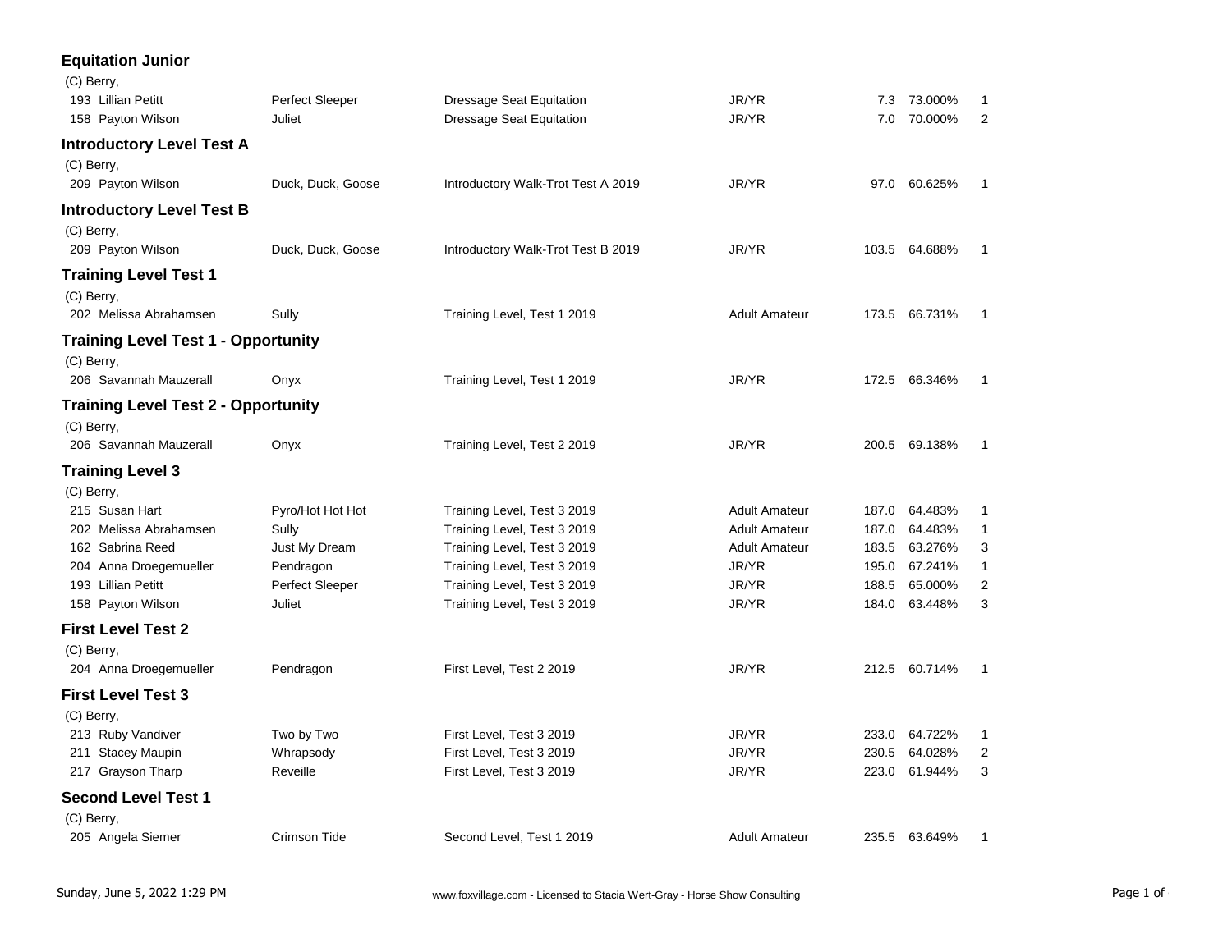### Equitation Junior

(C) Berry,

| No. | Rider | Horse | Test | Division | Score | Percent | Place |
|---|---|---|---|---|---|---|---|
| 193 | Lillian Petitt | Perfect Sleeper | Dressage Seat Equitation | JR/YR | 7.3 | 73.000% | 1 |
| 158 | Payton Wilson | Juliet | Dressage Seat Equitation | JR/YR | 7.0 | 70.000% | 2 |

### Introductory Level Test A

(C) Berry,

| No. | Rider | Horse | Test | Division | Score | Percent | Place |
|---|---|---|---|---|---|---|---|
| 209 | Payton Wilson | Duck, Duck, Goose | Introductory Walk-Trot Test A 2019 | JR/YR | 97.0 | 60.625% | 1 |

### Introductory Level Test B

(C) Berry,

| No. | Rider | Horse | Test | Division | Score | Percent | Place |
|---|---|---|---|---|---|---|---|
| 209 | Payton Wilson | Duck, Duck, Goose | Introductory Walk-Trot Test B 2019 | JR/YR | 103.5 | 64.688% | 1 |

### Training Level Test 1

(C) Berry,

| No. | Rider | Horse | Test | Division | Score | Percent | Place |
|---|---|---|---|---|---|---|---|
| 202 | Melissa Abrahamsen | Sully | Training Level, Test 1 2019 | Adult Amateur | 173.5 | 66.731% | 1 |

### Training Level Test 1 - Opportunity

(C) Berry,

| No. | Rider | Horse | Test | Division | Score | Percent | Place |
|---|---|---|---|---|---|---|---|
| 206 | Savannah Mauzerall | Onyx | Training Level, Test 1 2019 | JR/YR | 172.5 | 66.346% | 1 |

### Training Level Test 2 - Opportunity

(C) Berry,

| No. | Rider | Horse | Test | Division | Score | Percent | Place |
|---|---|---|---|---|---|---|---|
| 206 | Savannah Mauzerall | Onyx | Training Level, Test 2 2019 | JR/YR | 200.5 | 69.138% | 1 |

### Training Level 3

(C) Berry,

| No. | Rider | Horse | Test | Division | Score | Percent | Place |
|---|---|---|---|---|---|---|---|
| 215 | Susan Hart | Pyro/Hot Hot Hot | Training Level, Test 3 2019 | Adult Amateur | 187.0 | 64.483% | 1 |
| 202 | Melissa Abrahamsen | Sully | Training Level, Test 3 2019 | Adult Amateur | 187.0 | 64.483% | 1 |
| 162 | Sabrina Reed | Just My Dream | Training Level, Test 3 2019 | Adult Amateur | 183.5 | 63.276% | 3 |
| 204 | Anna Droegemueller | Pendragon | Training Level, Test 3 2019 | JR/YR | 195.0 | 67.241% | 1 |
| 193 | Lillian Petitt | Perfect Sleeper | Training Level, Test 3 2019 | JR/YR | 188.5 | 65.000% | 2 |
| 158 | Payton Wilson | Juliet | Training Level, Test 3 2019 | JR/YR | 184.0 | 63.448% | 3 |

### First Level Test 2

(C) Berry,

| No. | Rider | Horse | Test | Division | Score | Percent | Place |
|---|---|---|---|---|---|---|---|
| 204 | Anna Droegemueller | Pendragon | First Level, Test 2 2019 | JR/YR | 212.5 | 60.714% | 1 |

### First Level Test 3

(C) Berry,

| No. | Rider | Horse | Test | Division | Score | Percent | Place |
|---|---|---|---|---|---|---|---|
| 213 | Ruby Vandiver | Two by Two | First Level, Test 3 2019 | JR/YR | 233.0 | 64.722% | 1 |
| 211 | Stacey Maupin | Whrapsody | First Level, Test 3 2019 | JR/YR | 230.5 | 64.028% | 2 |
| 217 | Grayson Tharp | Reveille | First Level, Test 3 2019 | JR/YR | 223.0 | 61.944% | 3 |

### Second Level Test 1

(C) Berry,

| No. | Rider | Horse | Test | Division | Score | Percent | Place |
|---|---|---|---|---|---|---|---|
| 205 | Angela Siemer | Crimson Tide | Second Level, Test 1 2019 | Adult Amateur | 235.5 | 63.649% | 1 |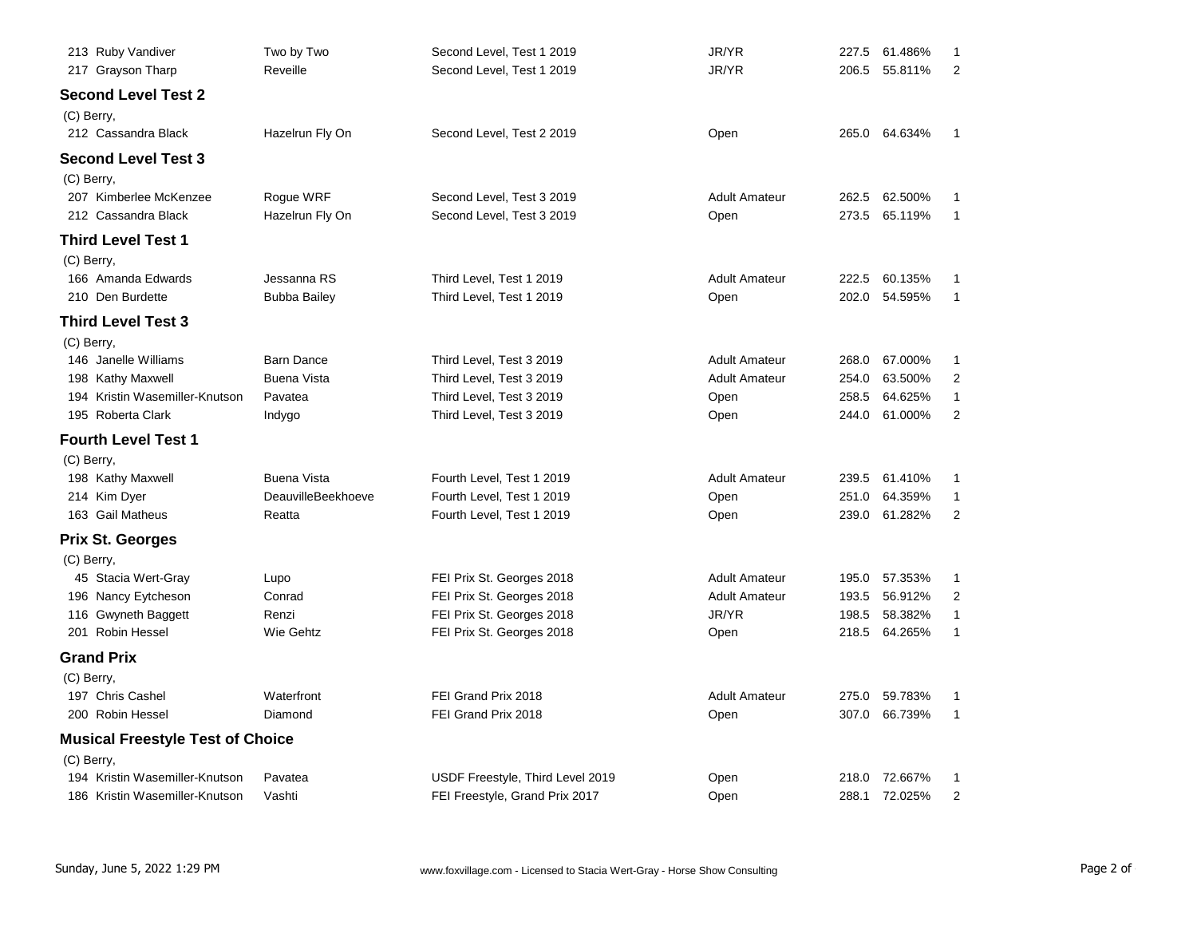| | | | | | | |
|---|---|---|---|---|---|---|
| 213 Ruby Vandiver | Two by Two | Second Level, Test 1 2019 | JR/YR | 227.5 | 61.486% | 1 |
| 217 Grayson Tharp | Reveille | Second Level, Test 1 2019 | JR/YR | 206.5 | 55.811% | 2 |

### Second Level Test 2

(C) Berry,

| | | | | | | |
|---|---|---|---|---|---|---|
| 212 Cassandra Black | Hazelrun Fly On | Second Level, Test 2 2019 | Open | 265.0 | 64.634% | 1 |

### Second Level Test 3

(C) Berry,

| | | | | | | |
|---|---|---|---|---|---|---|
| 207 Kimberlee McKenzee | Rogue WRF | Second Level, Test 3 2019 | Adult Amateur | 262.5 | 62.500% | 1 |
| 212 Cassandra Black | Hazelrun Fly On | Second Level, Test 3 2019 | Open | 273.5 | 65.119% | 1 |

### Third Level Test 1

(C) Berry,

| | | | | | | |
|---|---|---|---|---|---|---|
| 166 Amanda Edwards | Jessanna RS | Third Level, Test 1 2019 | Adult Amateur | 222.5 | 60.135% | 1 |
| 210 Den Burdette | Bubba Bailey | Third Level, Test 1 2019 | Open | 202.0 | 54.595% | 1 |

### Third Level Test 3

(C) Berry,

| | | | | | | |
|---|---|---|---|---|---|---|
| 146 Janelle Williams | Barn Dance | Third Level, Test 3 2019 | Adult Amateur | 268.0 | 67.000% | 1 |
| 198 Kathy Maxwell | Buena Vista | Third Level, Test 3 2019 | Adult Amateur | 254.0 | 63.500% | 2 |
| 194 Kristin Wasemiller-Knutson | Pavatea | Third Level, Test 3 2019 | Open | 258.5 | 64.625% | 1 |
| 195 Roberta Clark | Indygo | Third Level, Test 3 2019 | Open | 244.0 | 61.000% | 2 |

### Fourth Level Test 1

(C) Berry,

| | | | | | | |
|---|---|---|---|---|---|---|
| 198 Kathy Maxwell | Buena Vista | Fourth Level, Test 1 2019 | Adult Amateur | 239.5 | 61.410% | 1 |
| 214 Kim Dyer | DeauvilleBeekhoeve | Fourth Level, Test 1 2019 | Open | 251.0 | 64.359% | 1 |
| 163 Gail Matheus | Reatta | Fourth Level, Test 1 2019 | Open | 239.0 | 61.282% | 2 |

### Prix St. Georges

(C) Berry,

| | | | | | | |
|---|---|---|---|---|---|---|
| 45 Stacia Wert-Gray | Lupo | FEI Prix St. Georges 2018 | Adult Amateur | 195.0 | 57.353% | 1 |
| 196 Nancy Eytcheson | Conrad | FEI Prix St. Georges 2018 | Adult Amateur | 193.5 | 56.912% | 2 |
| 116 Gwyneth Baggett | Renzi | FEI Prix St. Georges 2018 | JR/YR | 198.5 | 58.382% | 1 |
| 201 Robin Hessel | Wie Gehtz | FEI Prix St. Georges 2018 | Open | 218.5 | 64.265% | 1 |

### Grand Prix

(C) Berry,

| | | | | | | |
|---|---|---|---|---|---|---|
| 197 Chris Cashel | Waterfront | FEI Grand Prix 2018 | Adult Amateur | 275.0 | 59.783% | 1 |
| 200 Robin Hessel | Diamond | FEI Grand Prix 2018 | Open | 307.0 | 66.739% | 1 |

### Musical Freestyle Test of Choice

(C) Berry,

| | | | | | | |
|---|---|---|---|---|---|---|
| 194 Kristin Wasemiller-Knutson | Pavatea | USDF Freestyle, Third Level 2019 | Open | 218.0 | 72.667% | 1 |
| 186 Kristin Wasemiller-Knutson | Vashti | FEI Freestyle, Grand Prix 2017 | Open | 288.1 | 72.025% | 2 |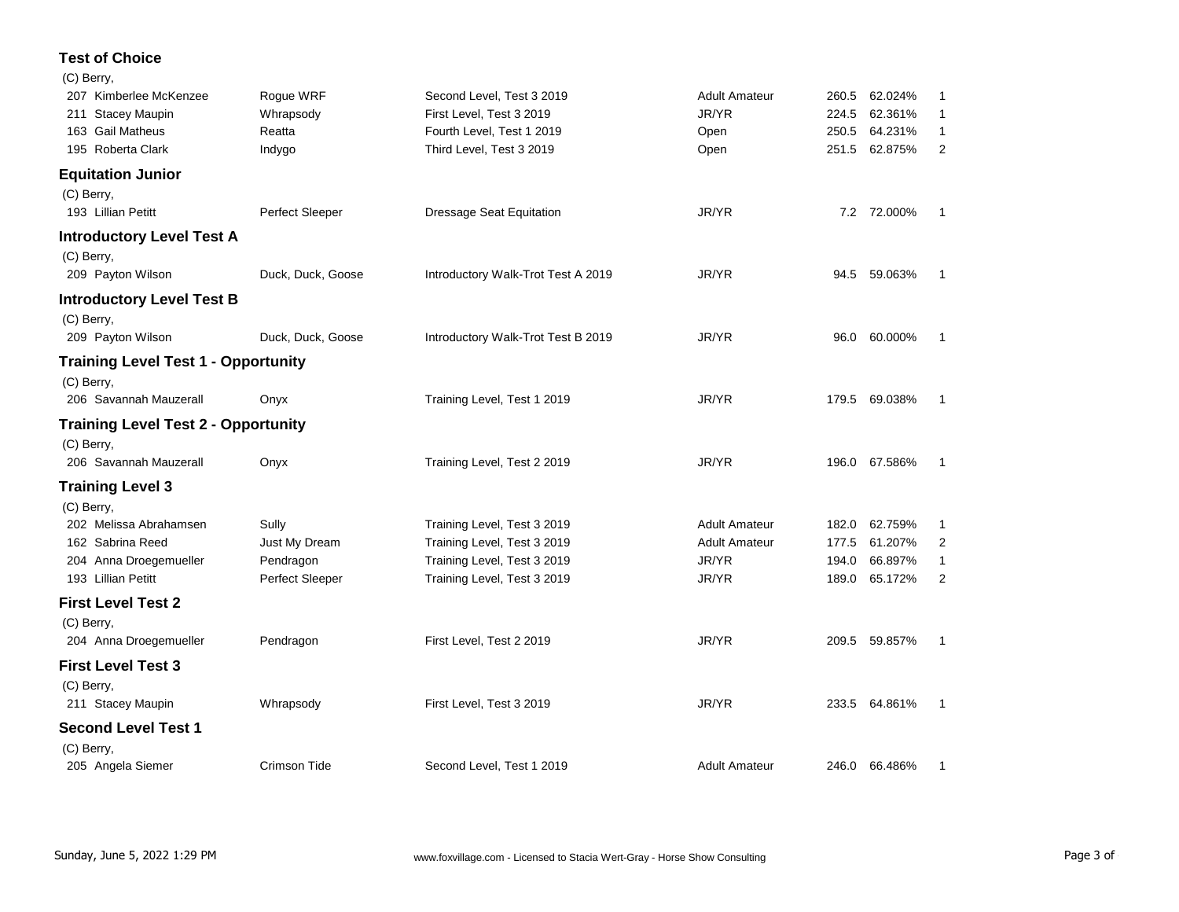## Test of Choice

(C) Berry,

| No. | Rider | Horse | Test | Division | Score | Percent | Place |
|---|---|---|---|---|---|---|---|
| 207 | Kimberlee McKenzee | Rogue WRF | Second Level, Test 3 2019 | Adult Amateur | 260.5 | 62.024% | 1 |
| 211 | Stacey Maupin | Whrapsody | First Level, Test 3 2019 | JR/YR | 224.5 | 62.361% | 1 |
| 163 | Gail Matheus | Reatta | Fourth Level, Test 1 2019 | Open | 250.5 | 64.231% | 1 |
| 195 | Roberta Clark | Indygo | Third Level, Test 3 2019 | Open | 251.5 | 62.875% | 2 |

## Equitation Junior

(C) Berry,

| No. | Rider | Horse | Test | Division | Score | Percent | Place |
|---|---|---|---|---|---|---|---|
| 193 | Lillian Petitt | Perfect Sleeper | Dressage Seat Equitation | JR/YR | 7.2 | 72.000% | 1 |

## Introductory Level Test A

(C) Berry,

| No. | Rider | Horse | Test | Division | Score | Percent | Place |
|---|---|---|---|---|---|---|---|
| 209 | Payton Wilson | Duck, Duck, Goose | Introductory Walk-Trot Test A 2019 | JR/YR | 94.5 | 59.063% | 1 |

## Introductory Level Test B

(C) Berry,

| No. | Rider | Horse | Test | Division | Score | Percent | Place |
|---|---|---|---|---|---|---|---|
| 209 | Payton Wilson | Duck, Duck, Goose | Introductory Walk-Trot Test B 2019 | JR/YR | 96.0 | 60.000% | 1 |

## Training Level Test 1 - Opportunity

(C) Berry,

| No. | Rider | Horse | Test | Division | Score | Percent | Place |
|---|---|---|---|---|---|---|---|
| 206 | Savannah Mauzerall | Onyx | Training Level, Test 1 2019 | JR/YR | 179.5 | 69.038% | 1 |

## Training Level Test 2 - Opportunity

(C) Berry,

| No. | Rider | Horse | Test | Division | Score | Percent | Place |
|---|---|---|---|---|---|---|---|
| 206 | Savannah Mauzerall | Onyx | Training Level, Test 2 2019 | JR/YR | 196.0 | 67.586% | 1 |

## Training Level 3

(C) Berry,

| No. | Rider | Horse | Test | Division | Score | Percent | Place |
|---|---|---|---|---|---|---|---|
| 202 | Melissa Abrahamsen | Sully | Training Level, Test 3 2019 | Adult Amateur | 182.0 | 62.759% | 1 |
| 162 | Sabrina Reed | Just My Dream | Training Level, Test 3 2019 | Adult Amateur | 177.5 | 61.207% | 2 |
| 204 | Anna Droegemueller | Pendragon | Training Level, Test 3 2019 | JR/YR | 194.0 | 66.897% | 1 |
| 193 | Lillian Petitt | Perfect Sleeper | Training Level, Test 3 2019 | JR/YR | 189.0 | 65.172% | 2 |

## First Level Test 2

(C) Berry,

| No. | Rider | Horse | Test | Division | Score | Percent | Place |
|---|---|---|---|---|---|---|---|
| 204 | Anna Droegemueller | Pendragon | First Level, Test 2 2019 | JR/YR | 209.5 | 59.857% | 1 |

## First Level Test 3

(C) Berry,

| No. | Rider | Horse | Test | Division | Score | Percent | Place |
|---|---|---|---|---|---|---|---|
| 211 | Stacey Maupin | Whrapsody | First Level, Test 3 2019 | JR/YR | 233.5 | 64.861% | 1 |

## Second Level Test 1

(C) Berry,

| No. | Rider | Horse | Test | Division | Score | Percent | Place |
|---|---|---|---|---|---|---|---|
| 205 | Angela Siemer | Crimson Tide | Second Level, Test 1 2019 | Adult Amateur | 246.0 | 66.486% | 1 |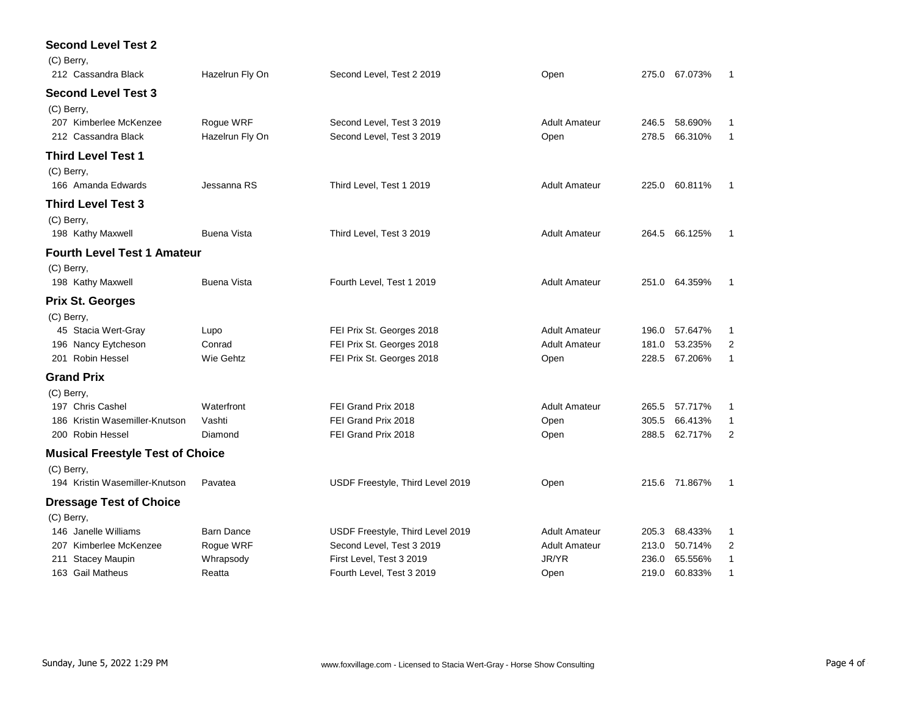### Second Level Test 2

(C) Berry,

| | | | | | | | |
|---|---|---|---|---|---|---|---|
| 212 | Cassandra Black | Hazelrun Fly On | Second Level, Test 2 2019 | Open | 275.0 | 67.073% | 1 |

### Second Level Test 3

(C) Berry,

| | | | | | | | |
|---|---|---|---|---|---|---|---|
| 207 | Kimberlee McKenzee | Rogue WRF | Second Level, Test 3 2019 | Adult Amateur | 246.5 | 58.690% | 1 |
| 212 | Cassandra Black | Hazelrun Fly On | Second Level, Test 3 2019 | Open | 278.5 | 66.310% | 1 |

### Third Level Test 1

(C) Berry,

| | | | | | | | |
|---|---|---|---|---|---|---|---|
| 166 | Amanda Edwards | Jessanna RS | Third Level, Test 1 2019 | Adult Amateur | 225.0 | 60.811% | 1 |

### Third Level Test 3

(C) Berry,

| | | | | | | | |
|---|---|---|---|---|---|---|---|
| 198 | Kathy Maxwell | Buena Vista | Third Level, Test 3 2019 | Adult Amateur | 264.5 | 66.125% | 1 |

### Fourth Level Test 1 Amateur

(C) Berry,

| | | | | | | | |
|---|---|---|---|---|---|---|---|
| 198 | Kathy Maxwell | Buena Vista | Fourth Level, Test 1 2019 | Adult Amateur | 251.0 | 64.359% | 1 |

### Prix St. Georges

(C) Berry,

| | | | | | | | |
|---|---|---|---|---|---|---|---|
| 45 | Stacia Wert-Gray | Lupo | FEI Prix St. Georges 2018 | Adult Amateur | 196.0 | 57.647% | 1 |
| 196 | Nancy Eytcheson | Conrad | FEI Prix St. Georges 2018 | Adult Amateur | 181.0 | 53.235% | 2 |
| 201 | Robin Hessel | Wie Gehtz | FEI Prix St. Georges 2018 | Open | 228.5 | 67.206% | 1 |

### Grand Prix

(C) Berry,

| | | | | | | | |
|---|---|---|---|---|---|---|---|
| 197 | Chris Cashel | Waterfront | FEI Grand Prix 2018 | Adult Amateur | 265.5 | 57.717% | 1 |
| 186 | Kristin Wasemiller-Knutson | Vashti | FEI Grand Prix 2018 | Open | 305.5 | 66.413% | 1 |
| 200 | Robin Hessel | Diamond | FEI Grand Prix 2018 | Open | 288.5 | 62.717% | 2 |

### Musical Freestyle Test of Choice

(C) Berry,

| | | | | | | | |
|---|---|---|---|---|---|---|---|
| 194 | Kristin Wasemiller-Knutson | Pavatea | USDF Freestyle, Third Level 2019 | Open | 215.6 | 71.867% | 1 |

### Dressage Test of Choice

(C) Berry,

| | | | | | | | |
|---|---|---|---|---|---|---|---|
| 146 | Janelle Williams | Barn Dance | USDF Freestyle, Third Level 2019 | Adult Amateur | 205.3 | 68.433% | 1 |
| 207 | Kimberlee McKenzee | Rogue WRF | Second Level, Test 3 2019 | Adult Amateur | 213.0 | 50.714% | 2 |
| 211 | Stacey Maupin | Whrapsody | First Level, Test 3 2019 | JR/YR | 236.0 | 65.556% | 1 |
| 163 | Gail Matheus | Reatta | Fourth Level, Test 3 2019 | Open | 219.0 | 60.833% | 1 |